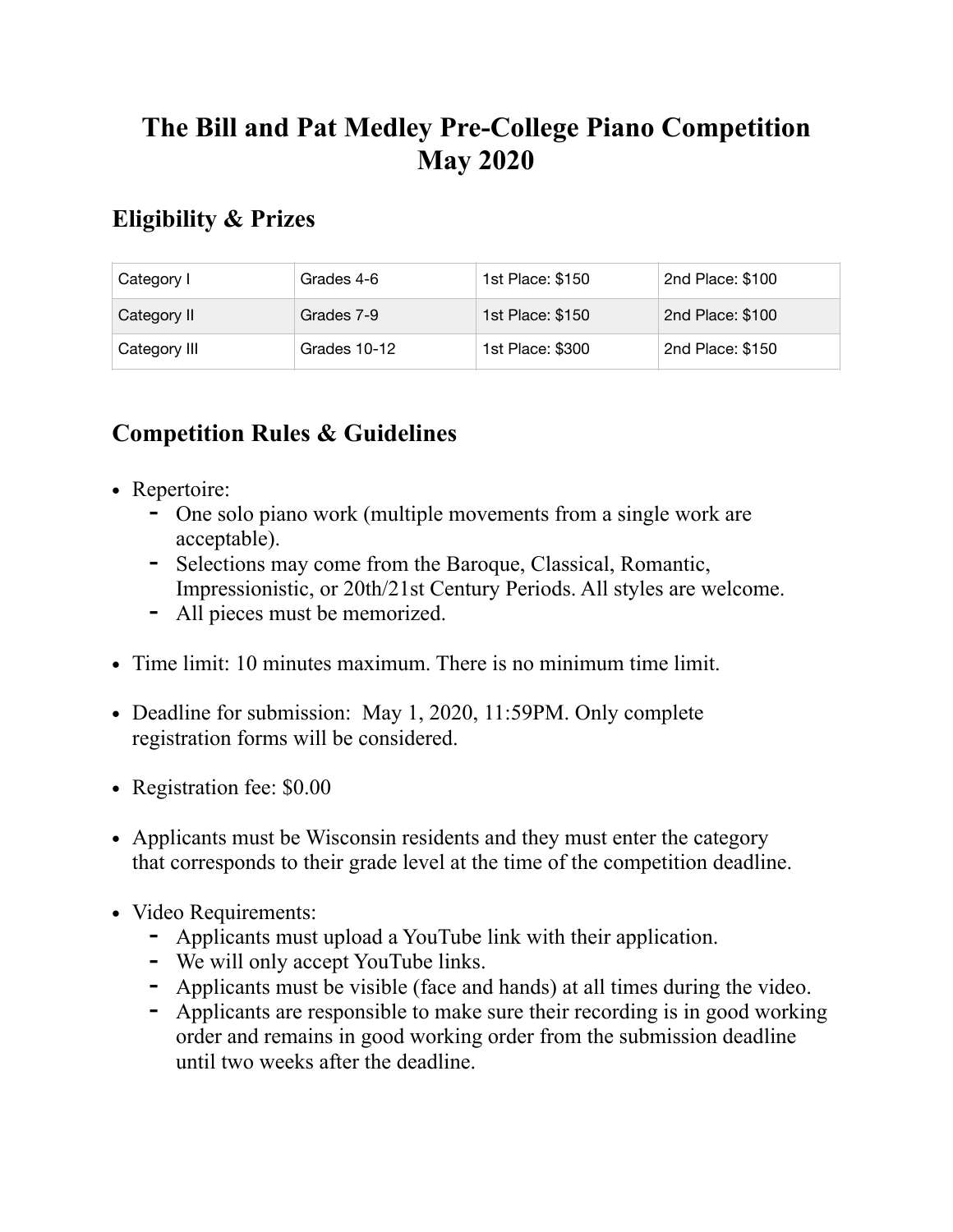# The Bill and Pat Medley Pre-College Piano Competition May 2020

## Eligibility & Prizes

| Category I | Grades 4-6 | 1st Place: $150 | 2nd Place: $100 |
|---|---|---|---|
| Category II | Grades 7-9 | 1st Place: $150 | 2nd Place: $100 |
| Category III | Grades 10-12 | 1st Place: $300 | 2nd Place: $150 |

## Competition Rules & Guidelines

- Repertoire:
  - One solo piano work (multiple movements from a single work are acceptable).
  - Selections may come from the Baroque, Classical, Romantic, Impressionistic, or 20th/21st Century Periods. All styles are welcome.
  - All pieces must be memorized.
- Time limit: 10 minutes maximum. There is no minimum time limit.
- Deadline for submission: May 1, 2020, 11:59PM. Only complete registration forms will be considered.
- Registration fee: $0.00
- Applicants must be Wisconsin residents and they must enter the category that corresponds to their grade level at the time of the competition deadline.
- Video Requirements:
  - Applicants must upload a YouTube link with their application.
  - We will only accept YouTube links.
  - Applicants must be visible (face and hands) at all times during the video.
  - Applicants are responsible to make sure their recording is in good working order and remains in good working order from the submission deadline until two weeks after the deadline.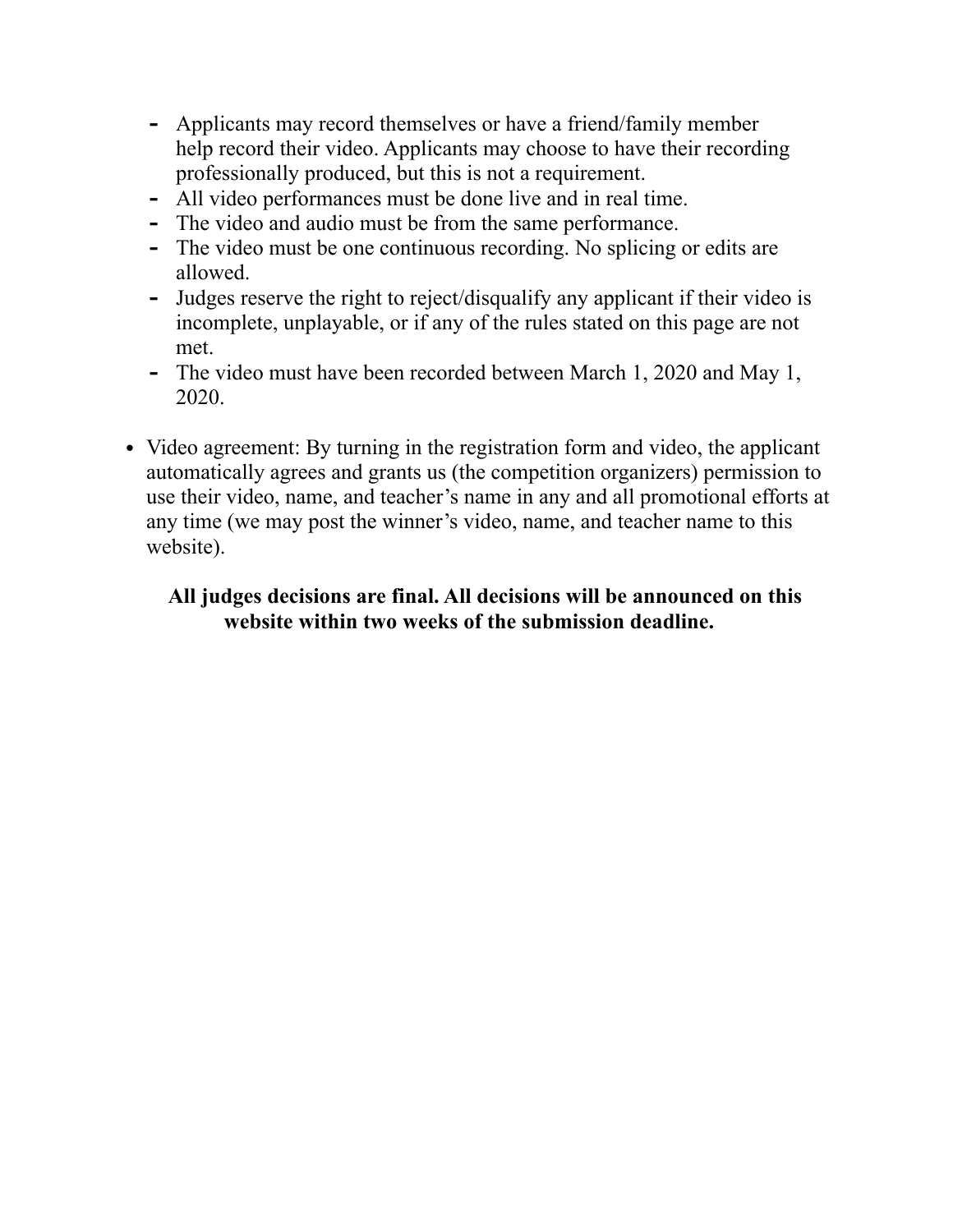- Applicants may record themselves or have a friend/family member help record their video. Applicants may choose to have their recording professionally produced, but this is not a requirement.
  - All video performances must be done live and in real time.
  - The video and audio must be from the same performance.
  - The video must be one continuous recording. No splicing or edits are allowed.
  - Judges reserve the right to reject/disqualify any applicant if their video is incomplete, unplayable, or if any of the rules stated on this page are not met.
  - The video must have been recorded between March 1, 2020 and May 1, 2020.

- Video agreement: By turning in the registration form and video, the applicant automatically agrees and grants us (the competition organizers) permission to use their video, name, and teacher's name in any and all promotional efforts at any time (we may post the winner's video, name, and teacher name to this website).

**All judges decisions are final. All decisions will be announced on this website within two weeks of the submission deadline.**